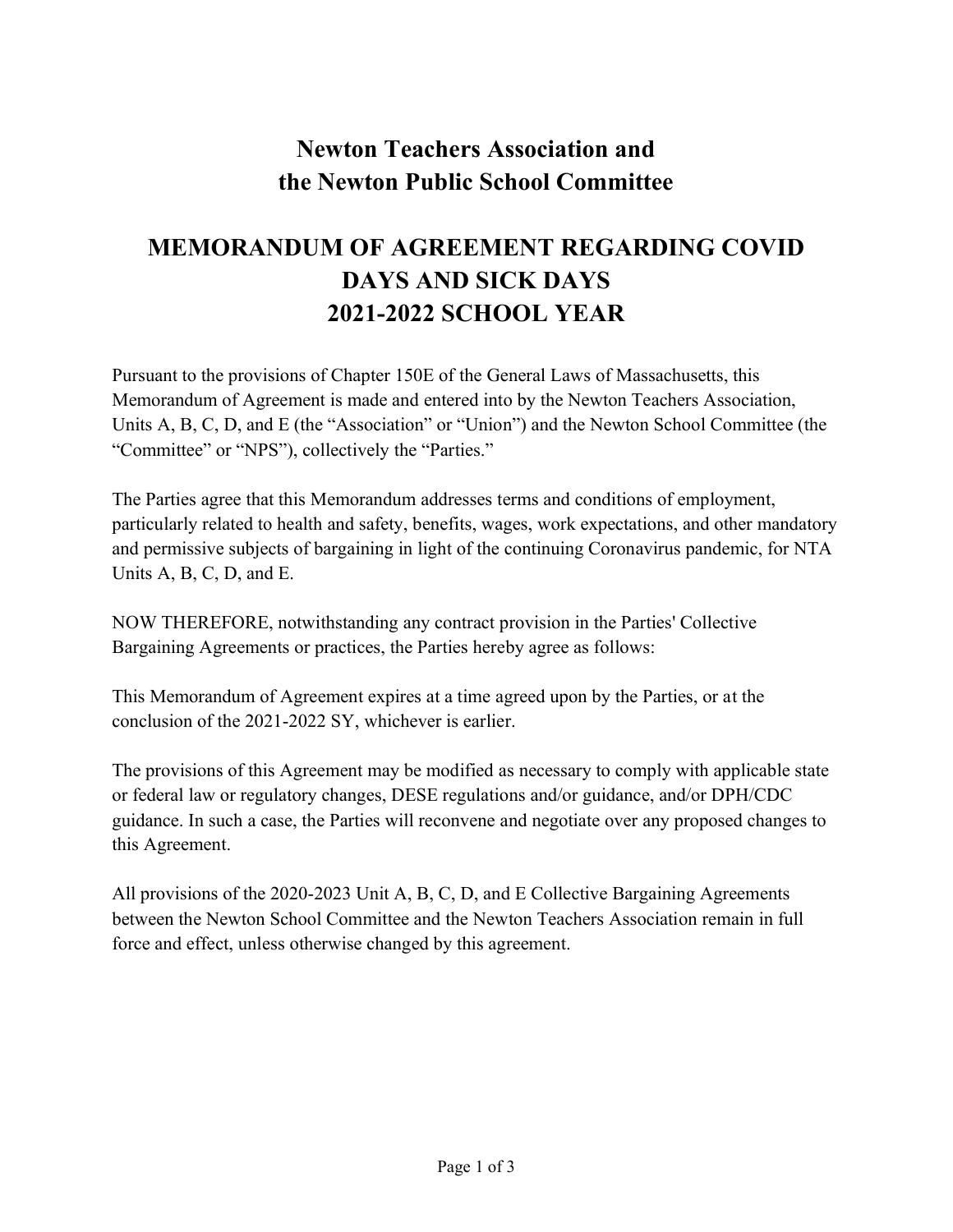# Newton Teachers Association and the Newton Public School Committee

# MEMORANDUM OF AGREEMENT REGARDING COVID DAYS AND SICK DAYS 2021-2022 SCHOOL YEAR

Pursuant to the provisions of Chapter 150E of the General Laws of Massachusetts, this Memorandum of Agreement is made and entered into by the Newton Teachers Association, Units A, B, C, D, and E (the "Association" or "Union") and the Newton School Committee (the "Committee" or "NPS"), collectively the "Parties."

The Parties agree that this Memorandum addresses terms and conditions of employment, particularly related to health and safety, benefits, wages, work expectations, and other mandatory and permissive subjects of bargaining in light of the continuing Coronavirus pandemic, for NTA Units A, B, C, D, and E.

NOW THEREFORE, notwithstanding any contract provision in the Parties' Collective Bargaining Agreements or practices, the Parties hereby agree as follows:

This Memorandum of Agreement expires at a time agreed upon by the Parties, or at the conclusion of the 2021-2022 SY, whichever is earlier.

The provisions of this Agreement may be modified as necessary to comply with applicable state or federal law or regulatory changes, DESE regulations and/or guidance, and/or DPH/CDC guidance. In such a case, the Parties will reconvene and negotiate over any proposed changes to this Agreement.

All provisions of the 2020-2023 Unit A, B, C, D, and E Collective Bargaining Agreements between the Newton School Committee and the Newton Teachers Association remain in full force and effect, unless otherwise changed by this agreement.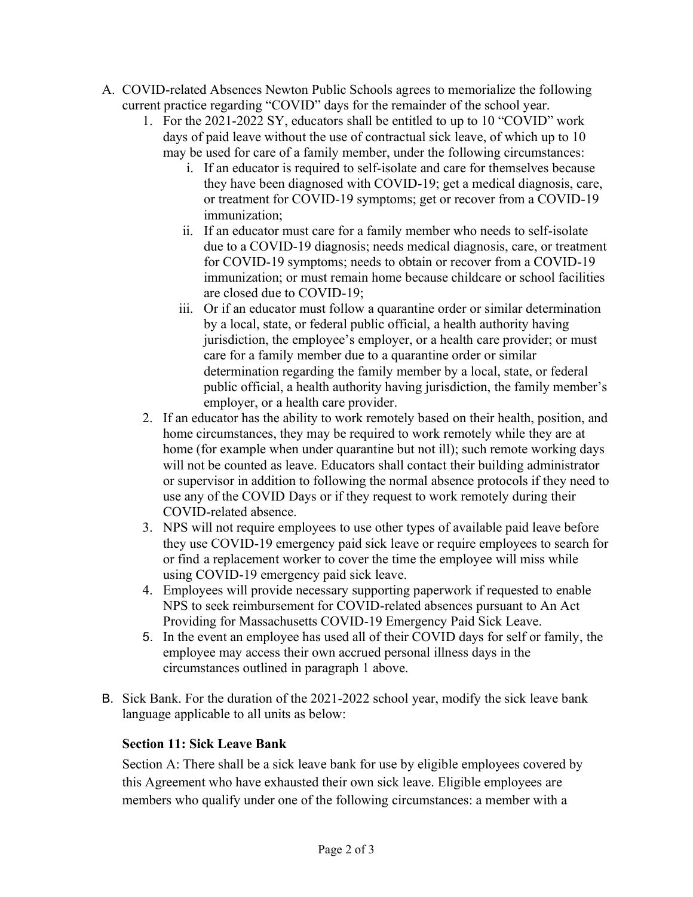A. COVID-related Absences Newton Public Schools agrees to memorialize the following current practice regarding "COVID" days for the remainder of the school year.

1. For the 2021-2022 SY, educators shall be entitled to up to 10 "COVID" work days of paid leave without the use of contractual sick leave, of which up to 10 may be used for care of a family member, under the following circumstances:
   i. If an educator is required to self-isolate and care for themselves because they have been diagnosed with COVID-19; get a medical diagnosis, care, or treatment for COVID-19 symptoms; get or recover from a COVID-19 immunization;
   ii. If an educator must care for a family member who needs to self-isolate due to a COVID-19 diagnosis; needs medical diagnosis, care, or treatment for COVID-19 symptoms; needs to obtain or recover from a COVID-19 immunization; or must remain home because childcare or school facilities are closed due to COVID-19;
   iii. Or if an educator must follow a quarantine order or similar determination by a local, state, or federal public official, a health authority having jurisdiction, the employee's employer, or a health care provider; or must care for a family member due to a quarantine order or similar determination regarding the family member by a local, state, or federal public official, a health authority having jurisdiction, the family member's employer, or a health care provider.
2. If an educator has the ability to work remotely based on their health, position, and home circumstances, they may be required to work remotely while they are at home (for example when under quarantine but not ill); such remote working days will not be counted as leave. Educators shall contact their building administrator or supervisor in addition to following the normal absence protocols if they need to use any of the COVID Days or if they request to work remotely during their COVID-related absence.
3. NPS will not require employees to use other types of available paid leave before they use COVID-19 emergency paid sick leave or require employees to search for or find a replacement worker to cover the time the employee will miss while using COVID-19 emergency paid sick leave.
4. Employees will provide necessary supporting paperwork if requested to enable NPS to seek reimbursement for COVID-related absences pursuant to An Act Providing for Massachusetts COVID-19 Emergency Paid Sick Leave.
5. In the event an employee has used all of their COVID days for self or family, the employee may access their own accrued personal illness days in the circumstances outlined in paragraph 1 above.

B. Sick Bank. For the duration of the 2021-2022 school year, modify the sick leave bank language applicable to all units as below:

**Section 11: Sick Leave Bank**

Section A: There shall be a sick leave bank for use by eligible employees covered by this Agreement who have exhausted their own sick leave. Eligible employees are members who qualify under one of the following circumstances: a member with a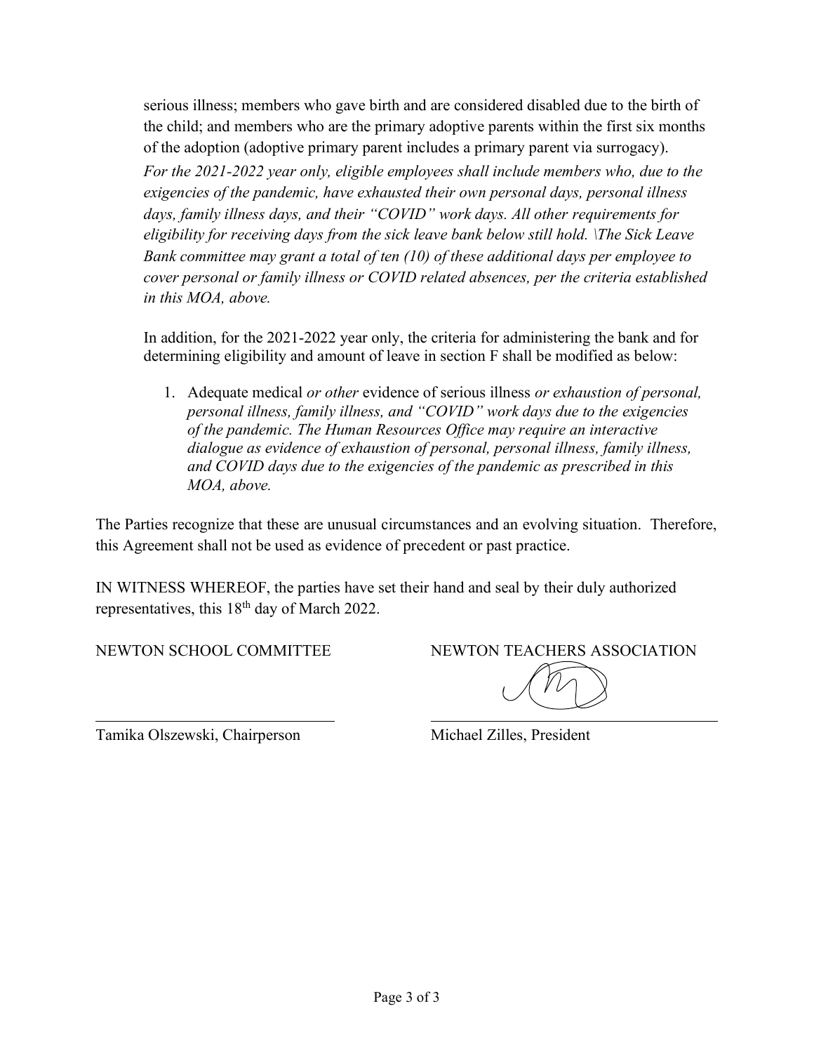serious illness; members who gave birth and are considered disabled due to the birth of the child; and members who are the primary adoptive parents within the first six months of the adoption (adoptive primary parent includes a primary parent via surrogacy). *For the 2021-2022 year only, eligible employees shall include members who, due to the exigencies of the pandemic, have exhausted their own personal days, personal illness days, family illness days, and their "COVID" work days. All other requirements for eligibility for receiving days from the sick leave bank below still hold. \The Sick Leave Bank committee may grant a total of ten (10) of these additional days per employee to cover personal or family illness or COVID related absences, per the criteria established in this MOA, above.*

In addition, for the 2021-2022 year only, the criteria for administering the bank and for determining eligibility and amount of leave in section F shall be modified as below:

1. Adequate medical *or other* evidence of serious illness *or exhaustion of personal, personal illness, family illness, and "COVID" work days due to the exigencies of the pandemic. The Human Resources Office may require an interactive dialogue as evidence of exhaustion of personal, personal illness, family illness, and COVID days due to the exigencies of the pandemic as prescribed in this MOA, above.*

The Parties recognize that these are unusual circumstances and an evolving situation. Therefore, this Agreement shall not be used as evidence of precedent or past practice.

IN WITNESS WHEREOF, the parties have set their hand and seal by their duly authorized representatives, this 18th day of March 2022.

NEWTON SCHOOL COMMITTEE

_______________________________

Tamika Olszewski, Chairperson

NEWTON TEACHERS ASSOCIATION

_______________________________

Michael Zilles, President